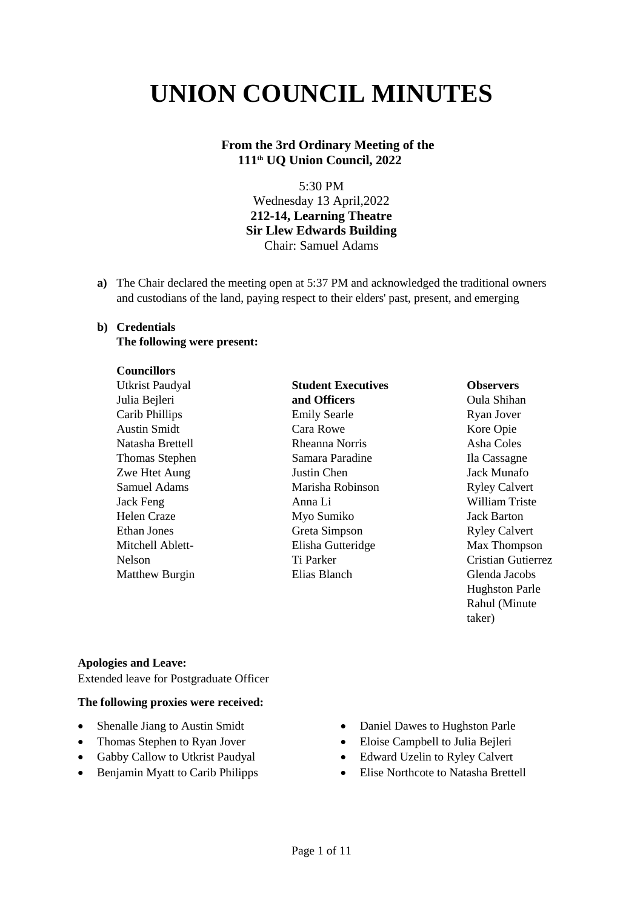# UNION COUNCIL MINUTES

**From the 3rd Ordinary Meeting of the 111th UQ Union Council, 2022**

5:30 PM
Wednesday 13 April,2022
**212-14, Learning Theatre**
**Sir Llew Edwards Building**
Chair: Samuel Adams

**a)** The Chair declared the meeting open at 5:37 PM and acknowledged the traditional owners and custodians of the land, paying respect to their elders' past, present, and emerging

**b) Credentials**
**The following were present:**

**Councillors**
Utkrist Paudyal
Julia Bejleri
Carib Phillips
Austin Smidt
Natasha Brettell
Thomas Stephen
Zwe Htet Aung
Samuel Adams
Jack Feng
Helen Craze
Ethan Jones
Mitchell Ablett-Nelson
Matthew Burgin

**Student Executives and Officers**
Emily Searle
Cara Rowe
Rheanna Norris
Samara Paradine
Justin Chen
Marisha Robinson
Anna Li
Myo Sumiko
Greta Simpson
Elisha Gutteridge
Ti Parker
Elias Blanch

**Observers**
Oula Shihan
Ryan Jover
Kore Opie
Asha Coles
Ila Cassagne
Jack Munafo
Ryley Calvert
William Triste
Jack Barton
Ryley Calvert
Max Thompson
Cristian Gutierrez
Glenda Jacobs
Hughston Parle
Rahul (Minute taker)

**Apologies and Leave:**
Extended leave for Postgraduate Officer

**The following proxies were received:**

- Shenalle Jiang to Austin Smidt
- Thomas Stephen to Ryan Jover
- Gabby Callow to Utkrist Paudyal
- Benjamin Myatt to Carib Philipps
- Daniel Dawes to Hughston Parle
- Eloise Campbell to Julia Bejleri
- Edward Uzelin to Ryley Calvert
- Elise Northcote to Natasha Brettell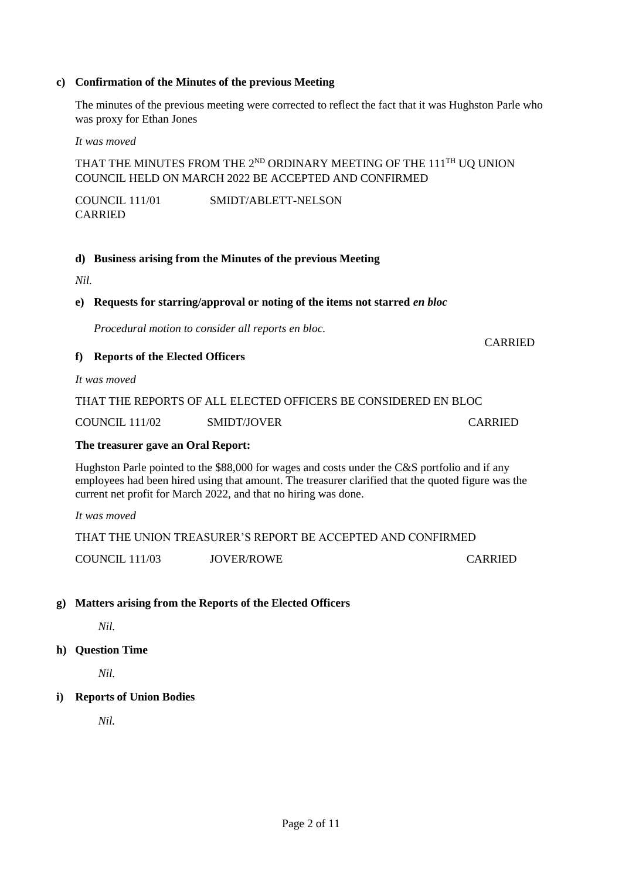**c) Confirmation of the Minutes of the previous Meeting**

The minutes of the previous meeting were corrected to reflect the fact that it was Hughston Parle who was proxy for Ethan Jones

*It was moved*

THAT THE MINUTES FROM THE 2ND ORDINARY MEETING OF THE 111TH UQ UNION COUNCIL HELD ON MARCH 2022 BE ACCEPTED AND CONFIRMED

COUNCIL 111/01 SMIDT/ABLETT-NELSON
CARRIED

**d) Business arising from the Minutes of the previous Meeting**

*Nil.*

**e) Requests for starring/approval or noting of the items not starred *en bloc***

*Procedural motion to consider all reports en bloc.*

CARRIED

**f) Reports of the Elected Officers**

*It was moved*

THAT THE REPORTS OF ALL ELECTED OFFICERS BE CONSIDERED EN BLOC

COUNCIL 111/02 SMIDT/JOVER CARRIED

**The treasurer gave an Oral Report:**

Hughston Parle pointed to the $88,000 for wages and costs under the C&S portfolio and if any employees had been hired using that amount. The treasurer clarified that the quoted figure was the current net profit for March 2022, and that no hiring was done.

*It was moved*

THAT THE UNION TREASURER'S REPORT BE ACCEPTED AND CONFIRMED

COUNCIL 111/03 JOVER/ROWE CARRIED

**g) Matters arising from the Reports of the Elected Officers**

*Nil.*

**h) Question Time**

*Nil.*

**i) Reports of Union Bodies**

*Nil.*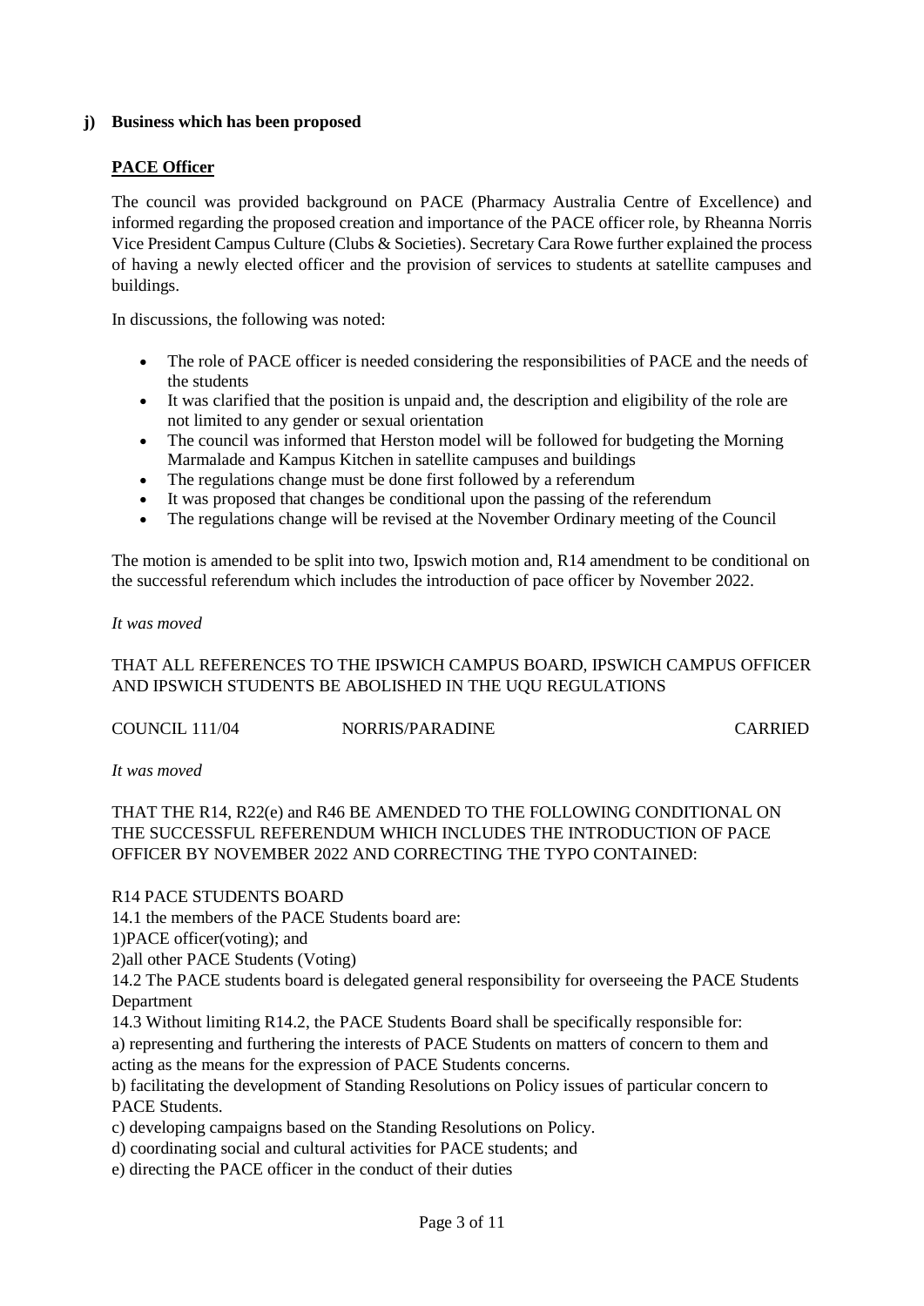### j) Business which has been proposed

**PACE Officer**

The council was provided background on PACE (Pharmacy Australia Centre of Excellence) and informed regarding the proposed creation and importance of the PACE officer role, by Rheanna Norris Vice President Campus Culture (Clubs & Societies). Secretary Cara Rowe further explained the process of having a newly elected officer and the provision of services to students at satellite campuses and buildings.

In discussions, the following was noted:

- The role of PACE officer is needed considering the responsibilities of PACE and the needs of the students
- It was clarified that the position is unpaid and, the description and eligibility of the role are not limited to any gender or sexual orientation
- The council was informed that Herston model will be followed for budgeting the Morning Marmalade and Kampus Kitchen in satellite campuses and buildings
- The regulations change must be done first followed by a referendum
- It was proposed that changes be conditional upon the passing of the referendum
- The regulations change will be revised at the November Ordinary meeting of the Council

The motion is amended to be split into two, Ipswich motion and, R14 amendment to be conditional on the successful referendum which includes the introduction of pace officer by November 2022.

*It was moved*

THAT ALL REFERENCES TO THE IPSWICH CAMPUS BOARD, IPSWICH CAMPUS OFFICER AND IPSWICH STUDENTS BE ABOLISHED IN THE UQU REGULATIONS

COUNCIL 111/04 NORRIS/PARADINE CARRIED

*It was moved*

THAT THE R14, R22(e) and R46 BE AMENDED TO THE FOLLOWING CONDITIONAL ON THE SUCCESSFUL REFERENDUM WHICH INCLUDES THE INTRODUCTION OF PACE OFFICER BY NOVEMBER 2022 AND CORRECTING THE TYPO CONTAINED:

R14 PACE STUDENTS BOARD

14.1 the members of the PACE Students board are:

1)PACE officer(voting); and

2)all other PACE Students (Voting)

14.2 The PACE students board is delegated general responsibility for overseeing the PACE Students Department

14.3 Without limiting R14.2, the PACE Students Board shall be specifically responsible for:

a) representing and furthering the interests of PACE Students on matters of concern to them and acting as the means for the expression of PACE Students concerns.

b) facilitating the development of Standing Resolutions on Policy issues of particular concern to PACE Students.

c) developing campaigns based on the Standing Resolutions on Policy.

d) coordinating social and cultural activities for PACE students; and

e) directing the PACE officer in the conduct of their duties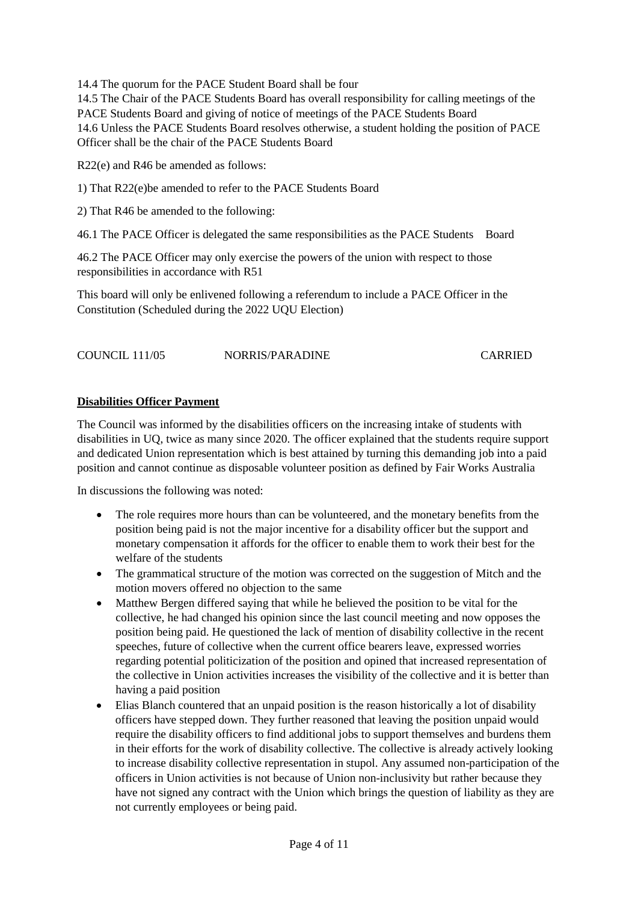14.4 The quorum for the PACE Student Board shall be four
14.5 The Chair of the PACE Students Board has overall responsibility for calling meetings of the PACE Students Board and giving of notice of meetings of the PACE Students Board
14.6 Unless the PACE Students Board resolves otherwise, a student holding the position of PACE Officer shall be the chair of the PACE Students Board

R22(e) and R46 be amended as follows:

1) That R22(e)be amended to refer to the PACE Students Board

2) That R46 be amended to the following:

46.1 The PACE Officer is delegated the same responsibilities as the PACE Students Board

46.2 The PACE Officer may only exercise the powers of the union with respect to those responsibilities in accordance with R51

This board will only be enlivened following a referendum to include a PACE Officer in the Constitution (Scheduled during the 2022 UQU Election)

COUNCIL 111/05 NORRIS/PARADINE CARRIED

**Disabilities Officer Payment**

The Council was informed by the disabilities officers on the increasing intake of students with disabilities in UQ, twice as many since 2020. The officer explained that the students require support and dedicated Union representation which is best attained by turning this demanding job into a paid position and cannot continue as disposable volunteer position as defined by Fair Works Australia

In discussions the following was noted:

- The role requires more hours than can be volunteered, and the monetary benefits from the position being paid is not the major incentive for a disability officer but the support and monetary compensation it affords for the officer to enable them to work their best for the welfare of the students
- The grammatical structure of the motion was corrected on the suggestion of Mitch and the motion movers offered no objection to the same
- Matthew Bergen differed saying that while he believed the position to be vital for the collective, he had changed his opinion since the last council meeting and now opposes the position being paid. He questioned the lack of mention of disability collective in the recent speeches, future of collective when the current office bearers leave, expressed worries regarding potential politicization of the position and opined that increased representation of the collective in Union activities increases the visibility of the collective and it is better than having a paid position
- Elias Blanch countered that an unpaid position is the reason historically a lot of disability officers have stepped down. They further reasoned that leaving the position unpaid would require the disability officers to find additional jobs to support themselves and burdens them in their efforts for the work of disability collective. The collective is already actively looking to increase disability collective representation in stupol. Any assumed non-participation of the officers in Union activities is not because of Union non-inclusivity but rather because they have not signed any contract with the Union which brings the question of liability as they are not currently employees or being paid.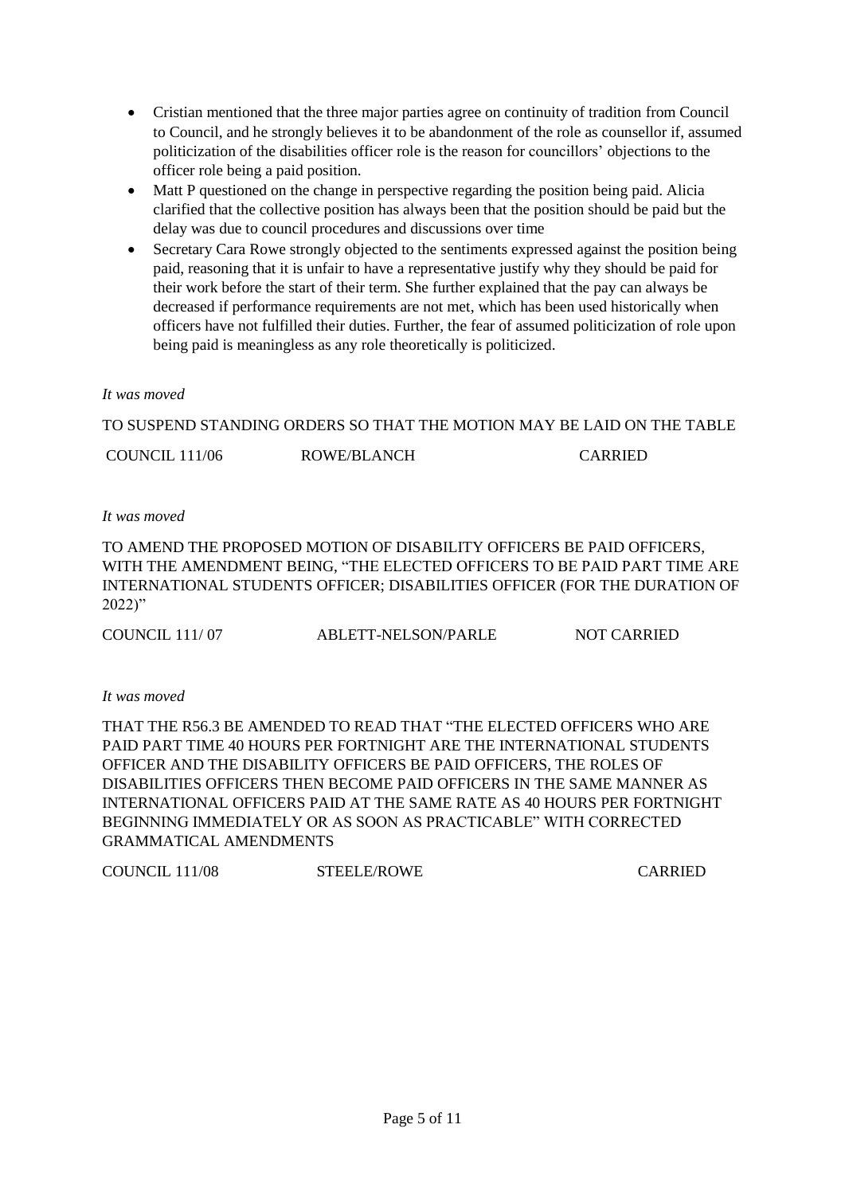- Cristian mentioned that the three major parties agree on continuity of tradition from Council to Council, and he strongly believes it to be abandonment of the role as counsellor if, assumed politicization of the disabilities officer role is the reason for councillors' objections to the officer role being a paid position.
- Matt P questioned on the change in perspective regarding the position being paid. Alicia clarified that the collective position has always been that the position should be paid but the delay was due to council procedures and discussions over time
- Secretary Cara Rowe strongly objected to the sentiments expressed against the position being paid, reasoning that it is unfair to have a representative justify why they should be paid for their work before the start of their term. She further explained that the pay can always be decreased if performance requirements are not met, which has been used historically when officers have not fulfilled their duties. Further, the fear of assumed politicization of role upon being paid is meaningless as any role theoretically is politicized.

*It was moved*

TO SUSPEND STANDING ORDERS SO THAT THE MOTION MAY BE LAID ON THE TABLE

COUNCIL 111/06 ROWE/BLANCH CARRIED

*It was moved*

TO AMEND THE PROPOSED MOTION OF DISABILITY OFFICERS BE PAID OFFICERS, WITH THE AMENDMENT BEING, "THE ELECTED OFFICERS TO BE PAID PART TIME ARE INTERNATIONAL STUDENTS OFFICER; DISABILITIES OFFICER (FOR THE DURATION OF 2022)"

COUNCIL 111/ 07 ABLETT-NELSON/PARLE NOT CARRIED

*It was moved*

THAT THE R56.3 BE AMENDED TO READ THAT "THE ELECTED OFFICERS WHO ARE PAID PART TIME 40 HOURS PER FORTNIGHT ARE THE INTERNATIONAL STUDENTS OFFICER AND THE DISABILITY OFFICERS BE PAID OFFICERS, THE ROLES OF DISABILITIES OFFICERS THEN BECOME PAID OFFICERS IN THE SAME MANNER AS INTERNATIONAL OFFICERS PAID AT THE SAME RATE AS 40 HOURS PER FORTNIGHT BEGINNING IMMEDIATELY OR AS SOON AS PRACTICABLE" WITH CORRECTED GRAMMATICAL AMENDMENTS

COUNCIL 111/08 STEELE/ROWE CARRIED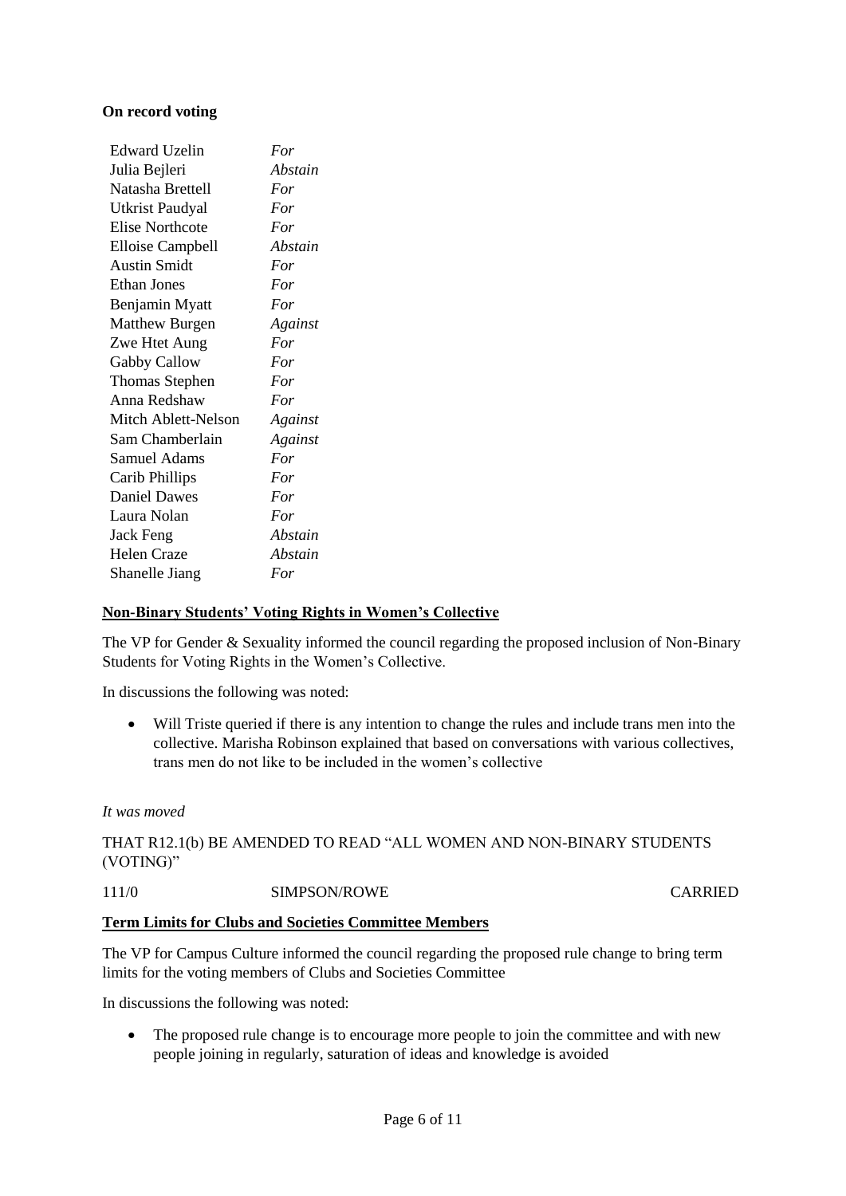**On record voting**

| | |
|---|---|
| Edward Uzelin | *For* |
| Julia Bejleri | *Abstain* |
| Natasha Brettell | *For* |
| Utkrist Paudyal | *For* |
| Elise Northcote | *For* |
| Elloise Campbell | *Abstain* |
| Austin Smidt | *For* |
| Ethan Jones | *For* |
| Benjamin Myatt | *For* |
| Matthew Burgen | *Against* |
| Zwe Htet Aung | *For* |
| Gabby Callow | *For* |
| Thomas Stephen | *For* |
| Anna Redshaw | *For* |
| Mitch Ablett-Nelson | *Against* |
| Sam Chamberlain | *Against* |
| Samuel Adams | *For* |
| Carib Phillips | *For* |
| Daniel Dawes | *For* |
| Laura Nolan | *For* |
| Jack Feng | *Abstain* |
| Helen Craze | *Abstain* |
| Shanelle Jiang | *For* |

**Non-Binary Students' Voting Rights in Women's Collective**

The VP for Gender & Sexuality informed the council regarding the proposed inclusion of Non-Binary Students for Voting Rights in the Women's Collective.

In discussions the following was noted:

- Will Triste queried if there is any intention to change the rules and include trans men into the collective. Marisha Robinson explained that based on conversations with various collectives, trans men do not like to be included in the women's collective

*It was moved*

THAT R12.1(b) BE AMENDED TO READ "ALL WOMEN AND NON-BINARY STUDENTS (VOTING)"

111/0 SIMPSON/ROWE CARRIED

**Term Limits for Clubs and Societies Committee Members**

The VP for Campus Culture informed the council regarding the proposed rule change to bring term limits for the voting members of Clubs and Societies Committee

In discussions the following was noted:

- The proposed rule change is to encourage more people to join the committee and with new people joining in regularly, saturation of ideas and knowledge is avoided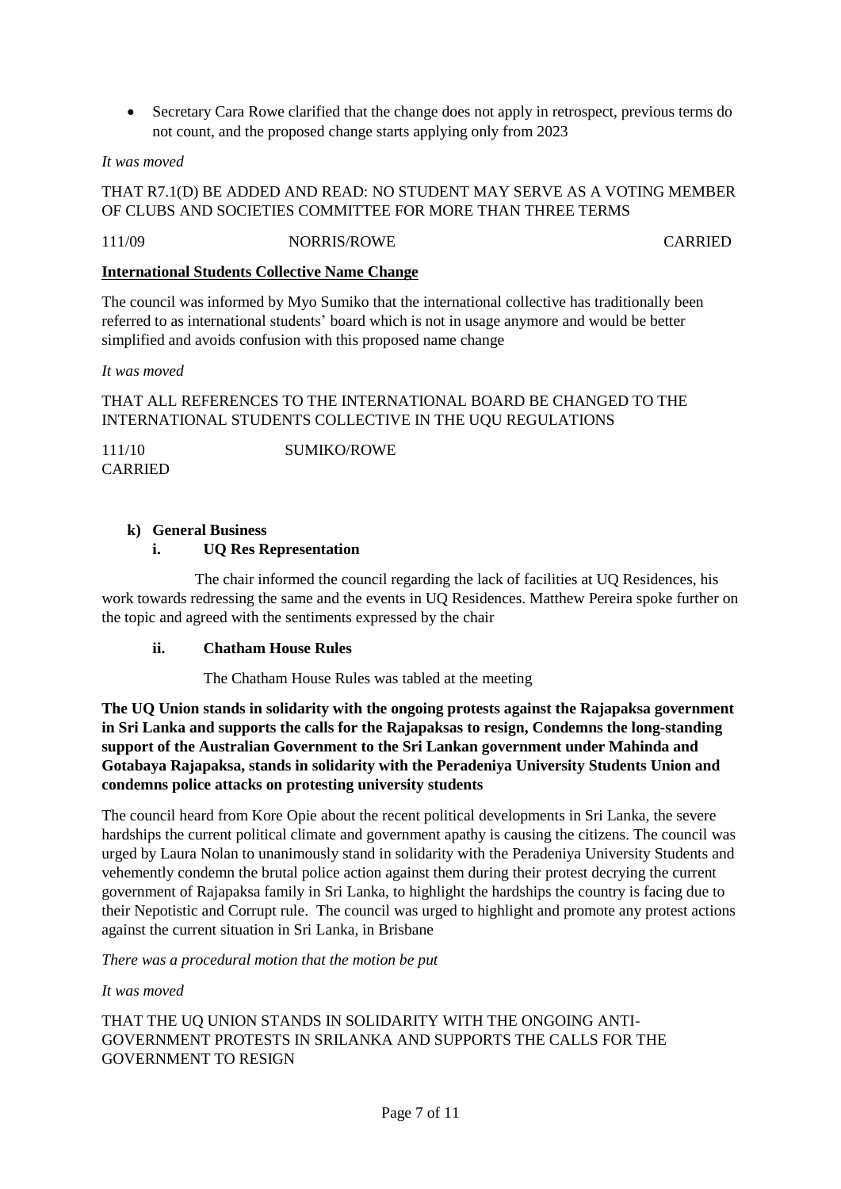- Secretary Cara Rowe clarified that the change does not apply in retrospect, previous terms do not count, and the proposed change starts applying only from 2023

*It was moved*

THAT R7.1(D) BE ADDED AND READ: NO STUDENT MAY SERVE AS A VOTING MEMBER OF CLUBS AND SOCIETIES COMMITTEE FOR MORE THAN THREE TERMS

111/09 NORRIS/ROWE CARRIED

**International Students Collective Name Change**

The council was informed by Myo Sumiko that the international collective has traditionally been referred to as international students' board which is not in usage anymore and would be better simplified and avoids confusion with this proposed name change

*It was moved*

THAT ALL REFERENCES TO THE INTERNATIONAL BOARD BE CHANGED TO THE INTERNATIONAL STUDENTS COLLECTIVE IN THE UQU REGULATIONS

111/10 SUMIKO/ROWE
CARRIED

**k) General Business**

**i. UQ Res Representation**

The chair informed the council regarding the lack of facilities at UQ Residences, his work towards redressing the same and the events in UQ Residences. Matthew Pereira spoke further on the topic and agreed with the sentiments expressed by the chair

**ii. Chatham House Rules**

The Chatham House Rules was tabled at the meeting

**The UQ Union stands in solidarity with the ongoing protests against the Rajapaksa government in Sri Lanka and supports the calls for the Rajapaksas to resign, Condemns the long-standing support of the Australian Government to the Sri Lankan government under Mahinda and Gotabaya Rajapaksa, stands in solidarity with the Peradeniya University Students Union and condemns police attacks on protesting university students**

The council heard from Kore Opie about the recent political developments in Sri Lanka, the severe hardships the current political climate and government apathy is causing the citizens. The council was urged by Laura Nolan to unanimously stand in solidarity with the Peradeniya University Students and vehemently condemn the brutal police action against them during their protest decrying the current government of Rajapaksa family in Sri Lanka, to highlight the hardships the country is facing due to their Nepotistic and Corrupt rule. The council was urged to highlight and promote any protest actions against the current situation in Sri Lanka, in Brisbane

*There was a procedural motion that the motion be put*

*It was moved*

THAT THE UQ UNION STANDS IN SOLIDARITY WITH THE ONGOING ANTI-GOVERNMENT PROTESTS IN SRILANKA AND SUPPORTS THE CALLS FOR THE GOVERNMENT TO RESIGN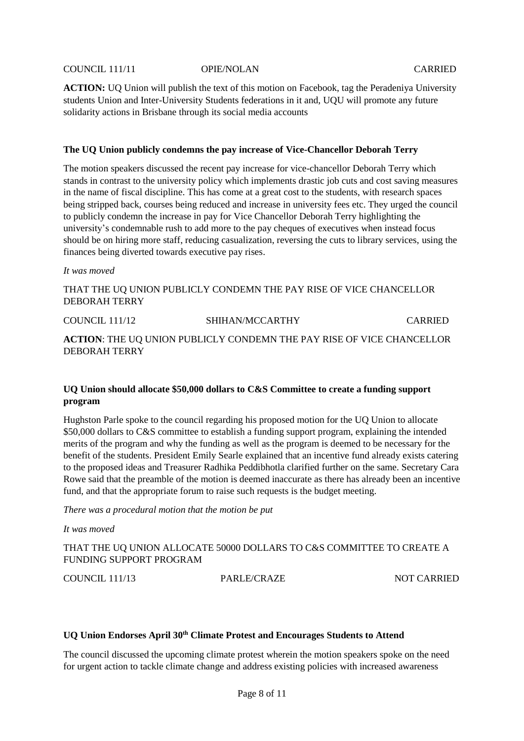COUNCIL 111/11 OPIE/NOLAN CARRIED

**ACTION:** UQ Union will publish the text of this motion on Facebook, tag the Peradeniya University students Union and Inter-University Students federations in it and, UQU will promote any future solidarity actions in Brisbane through its social media accounts

**The UQ Union publicly condemns the pay increase of Vice-Chancellor Deborah Terry**

The motion speakers discussed the recent pay increase for vice-chancellor Deborah Terry which stands in contrast to the university policy which implements drastic job cuts and cost saving measures in the name of fiscal discipline. This has come at a great cost to the students, with research spaces being stripped back, courses being reduced and increase in university fees etc. They urged the council to publicly condemn the increase in pay for Vice Chancellor Deborah Terry highlighting the university's condemnable rush to add more to the pay cheques of executives when instead focus should be on hiring more staff, reducing casualization, reversing the cuts to library services, using the finances being diverted towards executive pay rises.

*It was moved*

THAT THE UQ UNION PUBLICLY CONDEMN THE PAY RISE OF VICE CHANCELLOR DEBORAH TERRY

COUNCIL 111/12 SHIHAN/MCCARTHY CARRIED

**ACTION**: THE UQ UNION PUBLICLY CONDEMN THE PAY RISE OF VICE CHANCELLOR DEBORAH TERRY

**UQ Union should allocate $50,000 dollars to C&S Committee to create a funding support program**

Hughston Parle spoke to the council regarding his proposed motion for the UQ Union to allocate $50,000 dollars to C&S committee to establish a funding support program, explaining the intended merits of the program and why the funding as well as the program is deemed to be necessary for the benefit of the students. President Emily Searle explained that an incentive fund already exists catering to the proposed ideas and Treasurer Radhika Peddibhotla clarified further on the same. Secretary Cara Rowe said that the preamble of the motion is deemed inaccurate as there has already been an incentive fund, and that the appropriate forum to raise such requests is the budget meeting.

*There was a procedural motion that the motion be put*

*It was moved*

THAT THE UQ UNION ALLOCATE 50000 DOLLARS TO C&S COMMITTEE TO CREATE A FUNDING SUPPORT PROGRAM

COUNCIL 111/13 PARLE/CRAZE NOT CARRIED

**UQ Union Endorses April 30th Climate Protest and Encourages Students to Attend**

The council discussed the upcoming climate protest wherein the motion speakers spoke on the need for urgent action to tackle climate change and address existing policies with increased awareness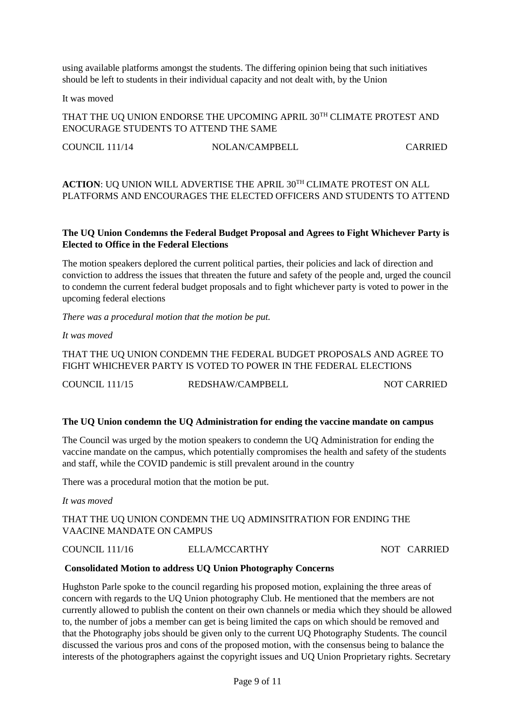using available platforms amongst the students. The differing opinion being that such initiatives should be left to students in their individual capacity and not dealt with, by the Union

It was moved

THAT THE UQ UNION ENDORSE THE UPCOMING APRIL 30TH CLIMATE PROTEST AND ENOCURAGE STUDENTS TO ATTEND THE SAME

COUNCIL 111/14 NOLAN/CAMPBELL CARRIED

**ACTION**: UQ UNION WILL ADVERTISE THE APRIL 30TH CLIMATE PROTEST ON ALL PLATFORMS AND ENCOURAGES THE ELECTED OFFICERS AND STUDENTS TO ATTEND

**The UQ Union Condemns the Federal Budget Proposal and Agrees to Fight Whichever Party is Elected to Office in the Federal Elections**

The motion speakers deplored the current political parties, their policies and lack of direction and conviction to address the issues that threaten the future and safety of the people and, urged the council to condemn the current federal budget proposals and to fight whichever party is voted to power in the upcoming federal elections

*There was a procedural motion that the motion be put.*

*It was moved*

THAT THE UQ UNION CONDEMN THE FEDERAL BUDGET PROPOSALS AND AGREE TO FIGHT WHICHEVER PARTY IS VOTED TO POWER IN THE FEDERAL ELECTIONS

COUNCIL 111/15 REDSHAW/CAMPBELL NOT CARRIED

**The UQ Union condemn the UQ Administration for ending the vaccine mandate on campus**

The Council was urged by the motion speakers to condemn the UQ Administration for ending the vaccine mandate on the campus, which potentially compromises the health and safety of the students and staff, while the COVID pandemic is still prevalent around in the country

There was a procedural motion that the motion be put.

*It was moved*

THAT THE UQ UNION CONDEMN THE UQ ADMINSITRATION FOR ENDING THE VAACINE MANDATE ON CAMPUS

COUNCIL 111/16 ELLA/MCCARTHY NOT CARRIED

**Consolidated Motion to address UQ Union Photography Concerns**

Hughston Parle spoke to the council regarding his proposed motion, explaining the three areas of concern with regards to the UQ Union photography Club. He mentioned that the members are not currently allowed to publish the content on their own channels or media which they should be allowed to, the number of jobs a member can get is being limited the caps on which should be removed and that the Photography jobs should be given only to the current UQ Photography Students. The council discussed the various pros and cons of the proposed motion, with the consensus being to balance the interests of the photographers against the copyright issues and UQ Union Proprietary rights. Secretary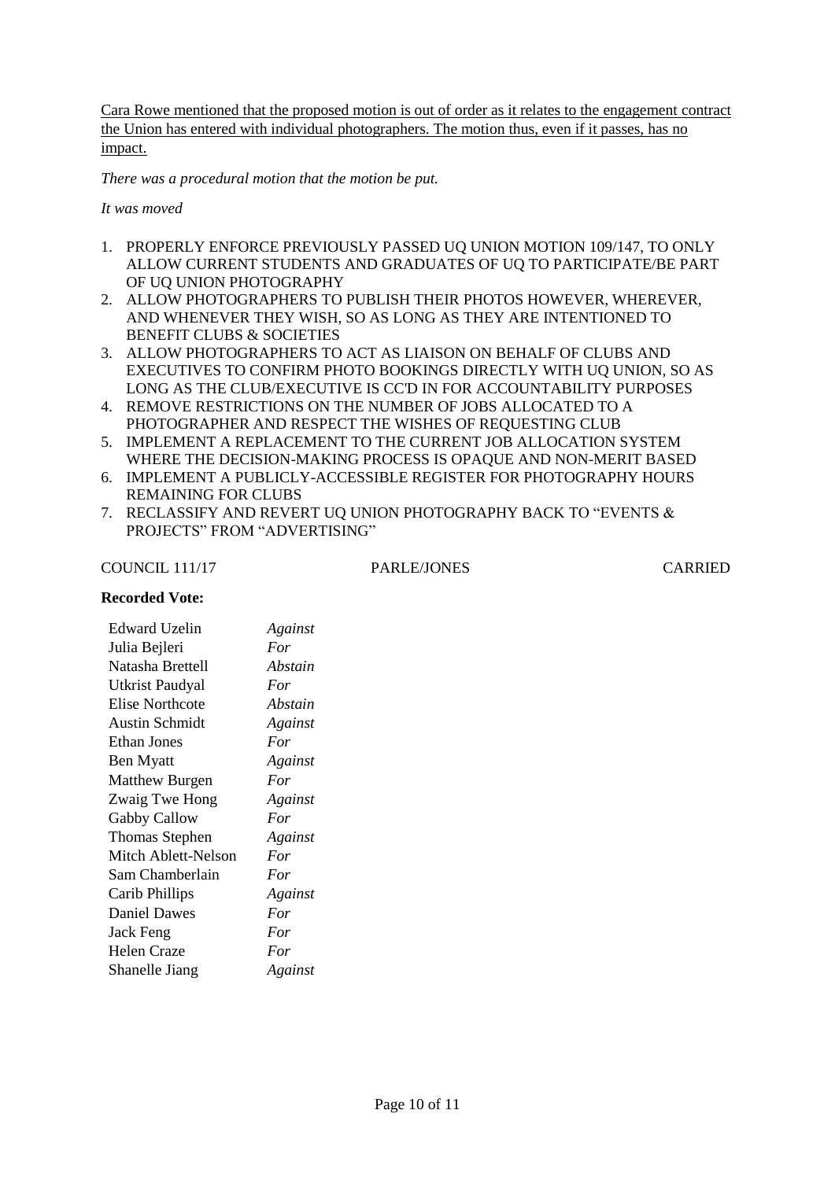Cara Rowe mentioned that the proposed motion is out of order as it relates to the engagement contract the Union has entered with individual photographers. The motion thus, even if it passes, has no impact.

*There was a procedural motion that the motion be put.*

*It was moved*

1. PROPERLY ENFORCE PREVIOUSLY PASSED UQ UNION MOTION 109/147, TO ONLY ALLOW CURRENT STUDENTS AND GRADUATES OF UQ TO PARTICIPATE/BE PART OF UQ UNION PHOTOGRAPHY
2. ALLOW PHOTOGRAPHERS TO PUBLISH THEIR PHOTOS HOWEVER, WHEREVER, AND WHENEVER THEY WISH, SO AS LONG AS THEY ARE INTENTIONED TO BENEFIT CLUBS & SOCIETIES
3. ALLOW PHOTOGRAPHERS TO ACT AS LIAISON ON BEHALF OF CLUBS AND EXECUTIVES TO CONFIRM PHOTO BOOKINGS DIRECTLY WITH UQ UNION, SO AS LONG AS THE CLUB/EXECUTIVE IS CC'D IN FOR ACCOUNTABILITY PURPOSES
4. REMOVE RESTRICTIONS ON THE NUMBER OF JOBS ALLOCATED TO A PHOTOGRAPHER AND RESPECT THE WISHES OF REQUESTING CLUB
5. IMPLEMENT A REPLACEMENT TO THE CURRENT JOB ALLOCATION SYSTEM WHERE THE DECISION-MAKING PROCESS IS OPAQUE AND NON-MERIT BASED
6. IMPLEMENT A PUBLICLY-ACCESSIBLE REGISTER FOR PHOTOGRAPHY HOURS REMAINING FOR CLUBS
7. RECLASSIFY AND REVERT UQ UNION PHOTOGRAPHY BACK TO "EVENTS & PROJECTS" FROM "ADVERTISING"

COUNCIL 111/17 PARLE/JONES CARRIED

**Recorded Vote:**

| | |
|---|---|
| Edward Uzelin | *Against* |
| Julia Bejleri | *For* |
| Natasha Brettell | *Abstain* |
| Utkrist Paudyal | *For* |
| Elise Northcote | *Abstain* |
| Austin Schmidt | *Against* |
| Ethan Jones | *For* |
| Ben Myatt | *Against* |
| Matthew Burgen | *For* |
| Zwaig Twe Hong | *Against* |
| Gabby Callow | *For* |
| Thomas Stephen | *Against* |
| Mitch Ablett-Nelson | *For* |
| Sam Chamberlain | *For* |
| Carib Phillips | *Against* |
| Daniel Dawes | *For* |
| Jack Feng | *For* |
| Helen Craze | *For* |
| Shanelle Jiang | *Against* |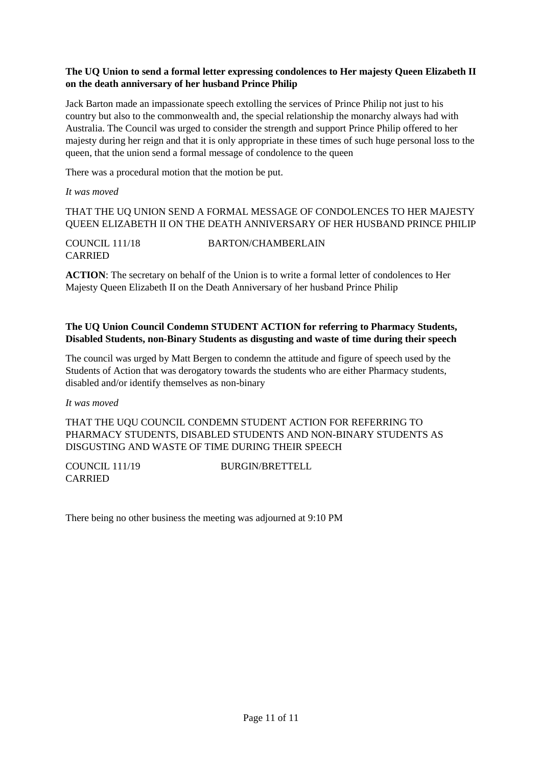**The UQ Union to send a formal letter expressing condolences to Her majesty Queen Elizabeth II on the death anniversary of her husband Prince Philip**

Jack Barton made an impassionate speech extolling the services of Prince Philip not just to his country but also to the commonwealth and, the special relationship the monarchy always had with Australia. The Council was urged to consider the strength and support Prince Philip offered to her majesty during her reign and that it is only appropriate in these times of such huge personal loss to the queen, that the union send a formal message of condolence to the queen

There was a procedural motion that the motion be put.

*It was moved*

THAT THE UQ UNION SEND A FORMAL MESSAGE OF CONDOLENCES TO HER MAJESTY QUEEN ELIZABETH II ON THE DEATH ANNIVERSARY OF HER HUSBAND PRINCE PHILIP

COUNCIL 111/18 BARTON/CHAMBERLAIN
CARRIED

**ACTION**: The secretary on behalf of the Union is to write a formal letter of condolences to Her Majesty Queen Elizabeth II on the Death Anniversary of her husband Prince Philip

**The UQ Union Council Condemn STUDENT ACTION for referring to Pharmacy Students, Disabled Students, non-Binary Students as disgusting and waste of time during their speech**

The council was urged by Matt Bergen to condemn the attitude and figure of speech used by the Students of Action that was derogatory towards the students who are either Pharmacy students, disabled and/or identify themselves as non-binary

*It was moved*

THAT THE UQU COUNCIL CONDEMN STUDENT ACTION FOR REFERRING TO PHARMACY STUDENTS, DISABLED STUDENTS AND NON-BINARY STUDENTS AS DISGUSTING AND WASTE OF TIME DURING THEIR SPEECH

COUNCIL 111/19 BURGIN/BRETTELL
CARRIED

There being no other business the meeting was adjourned at 9:10 PM